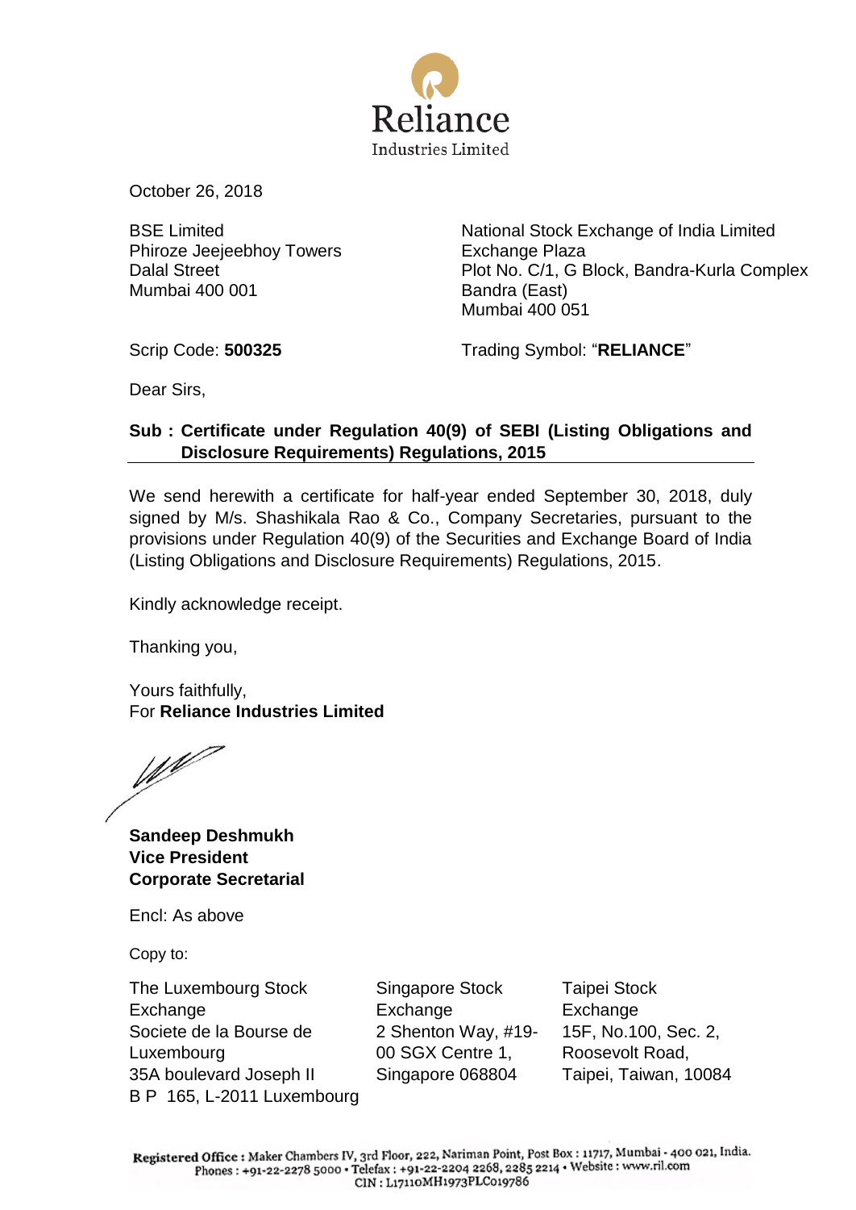**Reliance**
Industries Limited

October 26, 2018

BSE Limited
Phiroze Jeejeebhoy Towers
Dalal Street
Mumbai 400 001

National Stock Exchange of India Limited
Exchange Plaza
Plot No. C/1, G Block, Bandra-Kurla Complex
Bandra (East)
Mumbai 400 051

Scrip Code: **500325**

Trading Symbol: “**RELIANCE**”

Dear Sirs,

**Sub : Certificate under Regulation 40(9) of SEBI (Listing Obligations and Disclosure Requirements) Regulations, 2015**

We send herewith a certificate for half-year ended September 30, 2018, duly signed by M/s. Shashikala Rao & Co., Company Secretaries, pursuant to the provisions under Regulation 40(9) of the Securities and Exchange Board of India (Listing Obligations and Disclosure Requirements) Regulations, 2015.

Kindly acknowledge receipt.

Thanking you,

Yours faithfully,
For **Reliance Industries Limited**

**Sandeep Deshmukh**
**Vice President**
**Corporate Secretarial**

Encl: As above

Copy to:

The Luxembourg Stock Exchange
Societe de la Bourse de Luxembourg
35A boulevard Joseph II
B P 165, L-2011 Luxembourg

Singapore Stock Exchange
2 Shenton Way, #19-00 SGX Centre 1,
Singapore 068804

Taipei Stock Exchange
15F, No.100, Sec. 2,
Roosevolt Road,
Taipei, Taiwan, 10084

**Registered Office :** Maker Chambers IV, 3rd Floor, 222, Nariman Point, Post Box : 11717, Mumbai - 400 021, India.
Phones : +91-22-2278 5000 • Telefax : +91-22-2204 2268, 2285 2214 • Website : www.ril.com
CIN : L17110MH1973PLC019786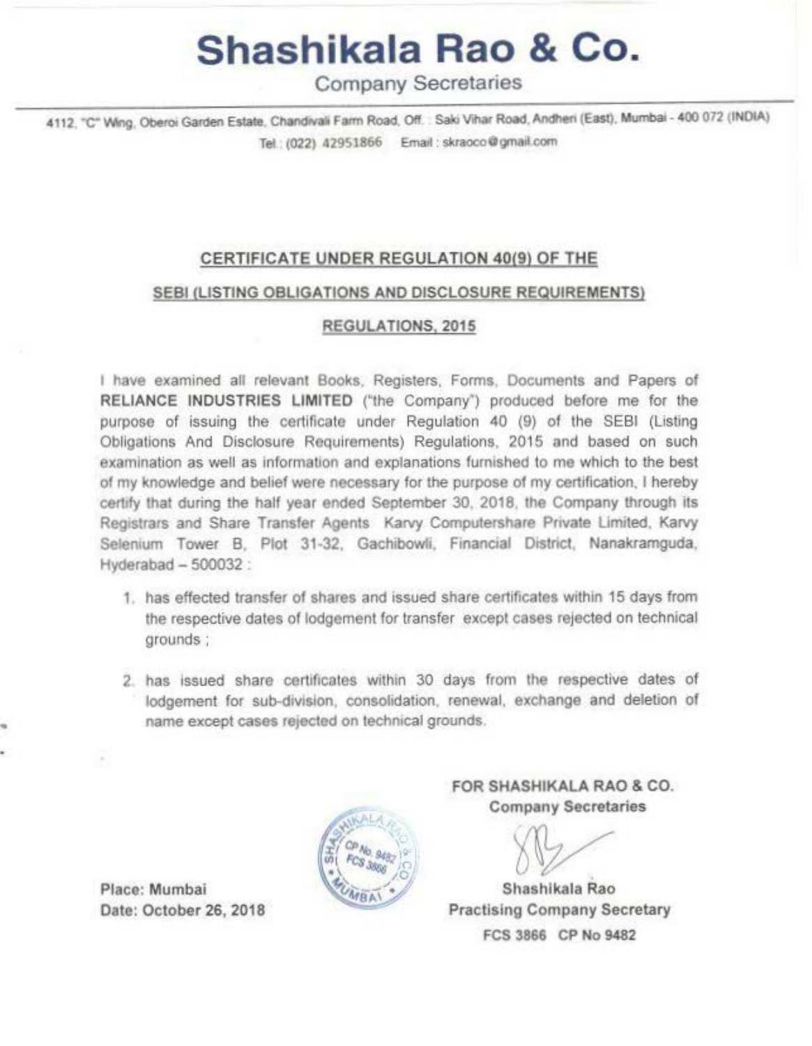# Shashikala Rao & Co.

Company Secretaries

4112, "C" Wing, Oberoi Garden Estate, Chandivali Farm Road, Off. : Saki Vihar Road, Andheri (East), Mumbai - 400 072 (INDIA)
Tel.: (022) 42951866 Email : skraoco@gmail.com

## CERTIFICATE UNDER REGULATION 40(9) OF THE SEBI (LISTING OBLIGATIONS AND DISCLOSURE REQUIREMENTS) REGULATIONS, 2015

I have examined all relevant Books, Registers, Forms, Documents and Papers of **RELIANCE INDUSTRIES LIMITED** ("the Company") produced before me for the purpose of issuing the certificate under Regulation 40 (9) of the SEBI (Listing Obligations And Disclosure Requirements) Regulations, 2015 and based on such examination as well as information and explanations furnished to me which to the best of my knowledge and belief were necessary for the purpose of my certification, I hereby certify that during the half year ended September 30, 2018, the Company through its Registrars and Share Transfer Agents Karvy Computershare Private Limited, Karvy Selenium Tower B, Plot 31-32, Gachibowli, Financial District, Nanakramguda, Hyderabad – 500032 :

1. has effected transfer of shares and issued share certificates within 15 days from the respective dates of lodgement for transfer except cases rejected on technical grounds ;
2. has issued share certificates within 30 days from the respective dates of lodgement for sub-division, consolidation, renewal, exchange and deletion of name except cases rejected on technical grounds.

**FOR SHASHIKALA RAO & CO.**
**Company Secretaries**

**Shashikala Rao**
**Practising Company Secretary**
**FCS 3866 CP No 9482**

**Place: Mumbai**
**Date: October 26, 2018**